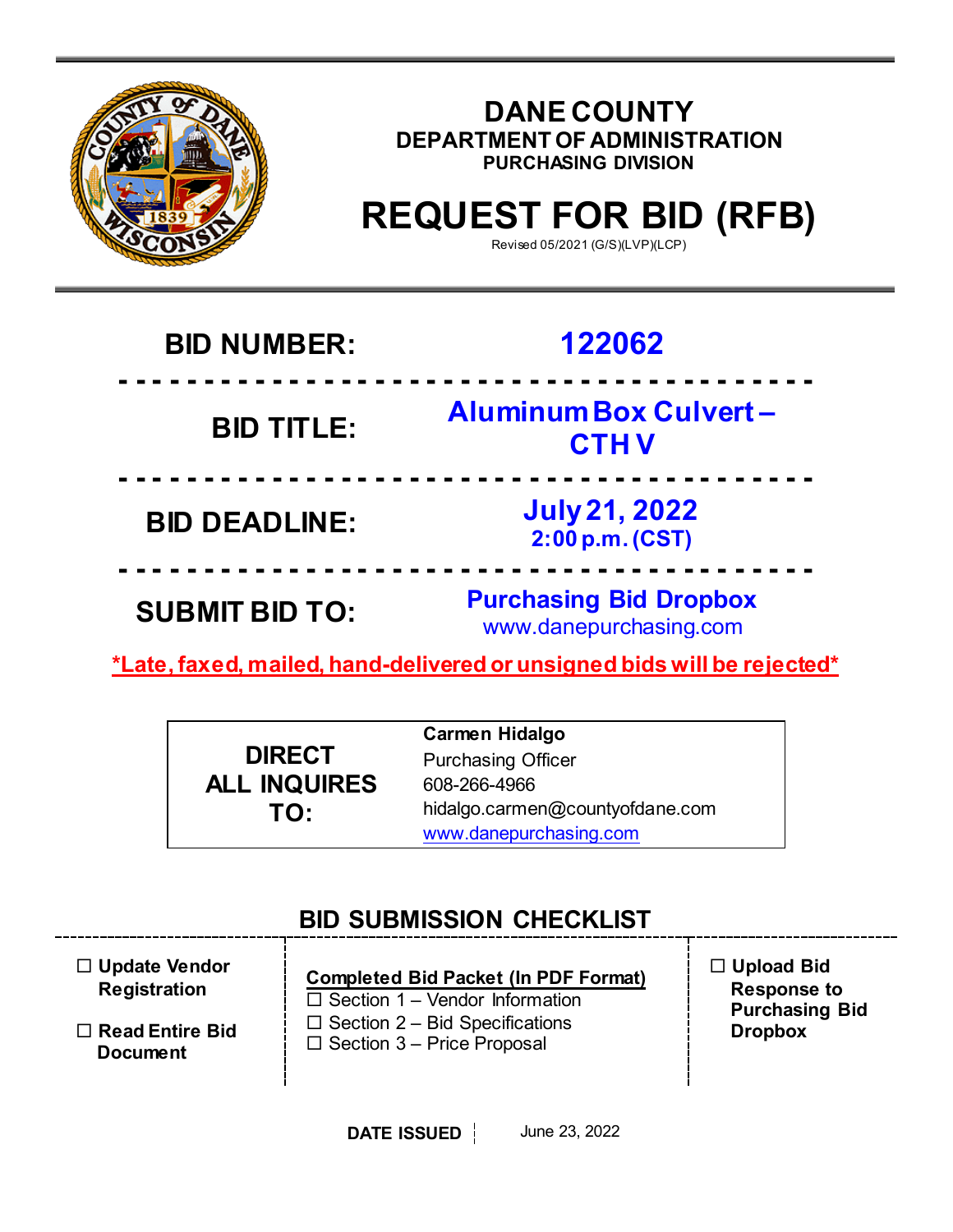# DANE COUNTY

## DEPARTMENT OF ADMINISTRATION

### PURCHASING DIVISION

# REQUEST FOR BID (RFB)

Revised 05/2021 (G/S)(LVP)(LCP)

| | |
|---|---|
| **BID NUMBER:** | **122062** |
| **BID TITLE:** | **Aluminum Box Culvert – CTH V** |
| **BID DEADLINE:** | **July 21, 2022** **2:00 p.m. (CST)** |
| **SUBMIT BID TO:** | **Purchasing Bid Dropbox** www.danepurchasing.com |

***Late, faxed, mailed, hand-delivered or unsigned bids will be rejected***

| | |
|---|---|
| **DIRECT ALL INQUIRES TO:** | **Carmen Hidalgo**<br>Purchasing Officer<br>608-266-4966<br>hidalgo.carmen@countyofdane.com<br>www.danepurchasing.com |

## BID SUBMISSION CHECKLIST

- ☐ **Update Vendor Registration**
- ☐ **Read Entire Bid Document**

**Completed Bid Packet (In PDF Format)**

- ☐ Section 1 – Vendor Information
- ☐ Section 2 – Bid Specifications
- ☐ Section 3 – Price Proposal

- ☐ **Upload Bid Response to Purchasing Bid Dropbox**

**DATE ISSUED** | June 23, 2022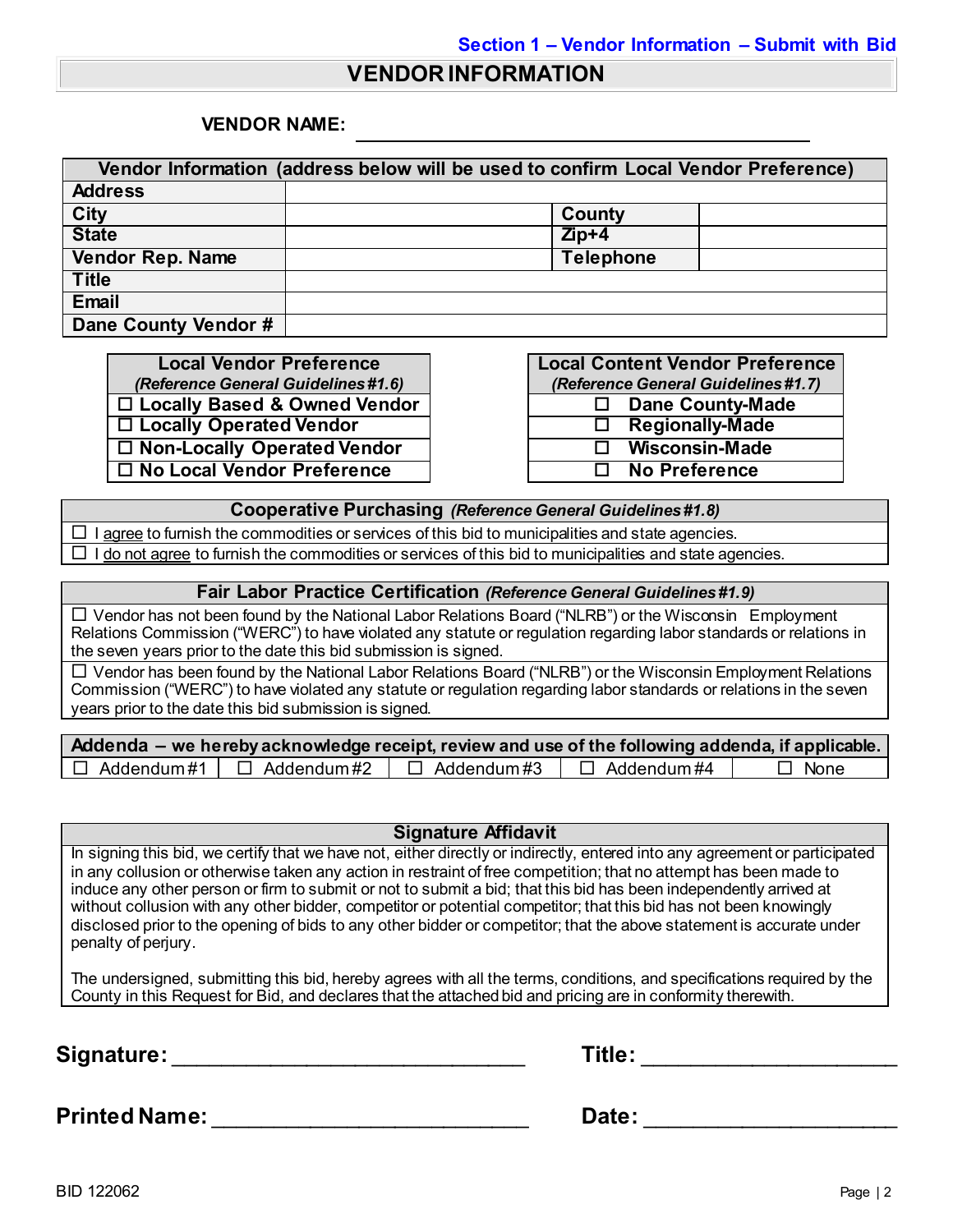Section 1 – Vendor Information – Submit with Bid

# VENDOR INFORMATION

**VENDOR NAME:** ____________________________________________

| Vendor Information (address below will be used to confirm Local Vendor Preference) | | | |
|---|---|---|---|
| **Address** | | | |
| **City** | | **County** | |
| **State** | | **Zip+4** | |
| **Vendor Rep. Name** | | **Telephone** | |
| **Title** | | | |
| **Email** | | | |
| **Dane County Vendor #** | | | |

| Local Vendor Preference *(Reference General Guidelines #1.6)* |
|---|
| ☐ Locally Based & Owned Vendor |
| ☐ Locally Operated Vendor |
| ☐ Non-Locally Operated Vendor |
| ☐ No Local Vendor Preference |

| Local Content Vendor Preference *(Reference General Guidelines #1.7)* |
|---|
| ☐ Dane County-Made |
| ☐ Regionally-Made |
| ☐ Wisconsin-Made |
| ☐ No Preference |

| Cooperative Purchasing *(Reference General Guidelines #1.8)* |
|---|
| ☐ I agree to furnish the commodities or services of this bid to municipalities and state agencies. |
| ☐ I do not agree to furnish the commodities or services of this bid to municipalities and state agencies. |

| Fair Labor Practice Certification *(Reference General Guidelines #1.9)* |
|---|
| ☐ Vendor has not been found by the National Labor Relations Board ("NLRB") or the Wisconsin Employment Relations Commission ("WERC") to have violated any statute or regulation regarding labor standards or relations in the seven years prior to the date this bid submission is signed. |
| ☐ Vendor has been found by the National Labor Relations Board ("NLRB") or the Wisconsin Employment Relations Commission ("WERC") to have violated any statute or regulation regarding labor standards or relations in the seven years prior to the date this bid submission is signed. |

| Addenda – we hereby acknowledge receipt, review and use of the following addenda, if applicable. | | | | |
|---|---|---|---|---|
| ☐ Addendum #1 | ☐ Addendum #2 | ☐ Addendum #3 | ☐ Addendum #4 | ☐ None |

| Signature Affidavit |
|---|
| In signing this bid, we certify that we have not, either directly or indirectly, entered into any agreement or participated in any collusion or otherwise taken any action in restraint of free competition; that no attempt has been made to induce any other person or firm to submit or not to submit a bid; that this bid has been independently arrived at without collusion with any other bidder, competitor or potential competitor; that this bid has not been knowingly disclosed prior to the opening of bids to any other bidder or competitor; that the above statement is accurate under penalty of perjury.<br><br>The undersigned, submitting this bid, hereby agrees with all the terms, conditions, and specifications required by the County in this Request for Bid, and declares that the attached bid and pricing are in conformity therewith. |

**Signature:** ______________________________ **Title:** ____________________

**Printed Name:** ___________________________ **Date:** ____________________

BID 122062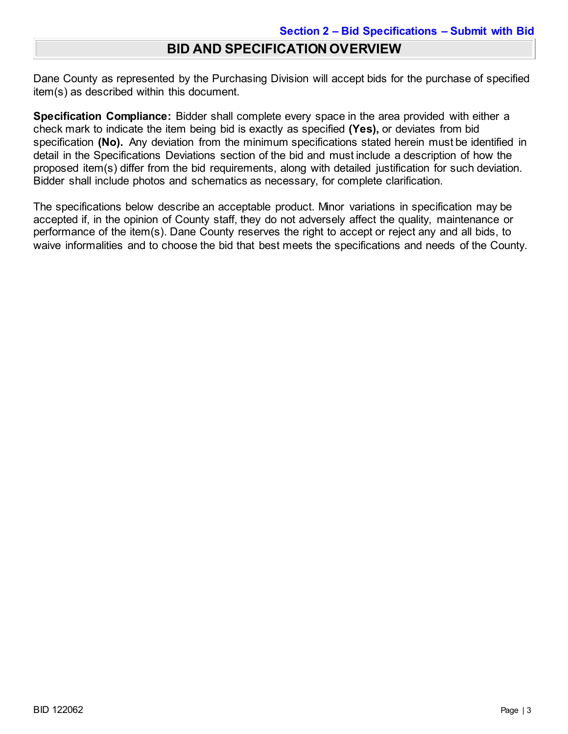**Section 2 – Bid Specifications – Submit with Bid**

## BID AND SPECIFICATION OVERVIEW

Dane County as represented by the Purchasing Division will accept bids for the purchase of specified item(s) as described within this document.

**Specification Compliance:** Bidder shall complete every space in the area provided with either a check mark to indicate the item being bid is exactly as specified **(Yes),** or deviates from bid specification **(No).** Any deviation from the minimum specifications stated herein must be identified in detail in the Specifications Deviations section of the bid and must include a description of how the proposed item(s) differ from the bid requirements, along with detailed justification for such deviation. Bidder shall include photos and schematics as necessary, for complete clarification.

The specifications below describe an acceptable product. Minor variations in specification may be accepted if, in the opinion of County staff, they do not adversely affect the quality, maintenance or performance of the item(s). Dane County reserves the right to accept or reject any and all bids, to waive informalities and to choose the bid that best meets the specifications and needs of the County.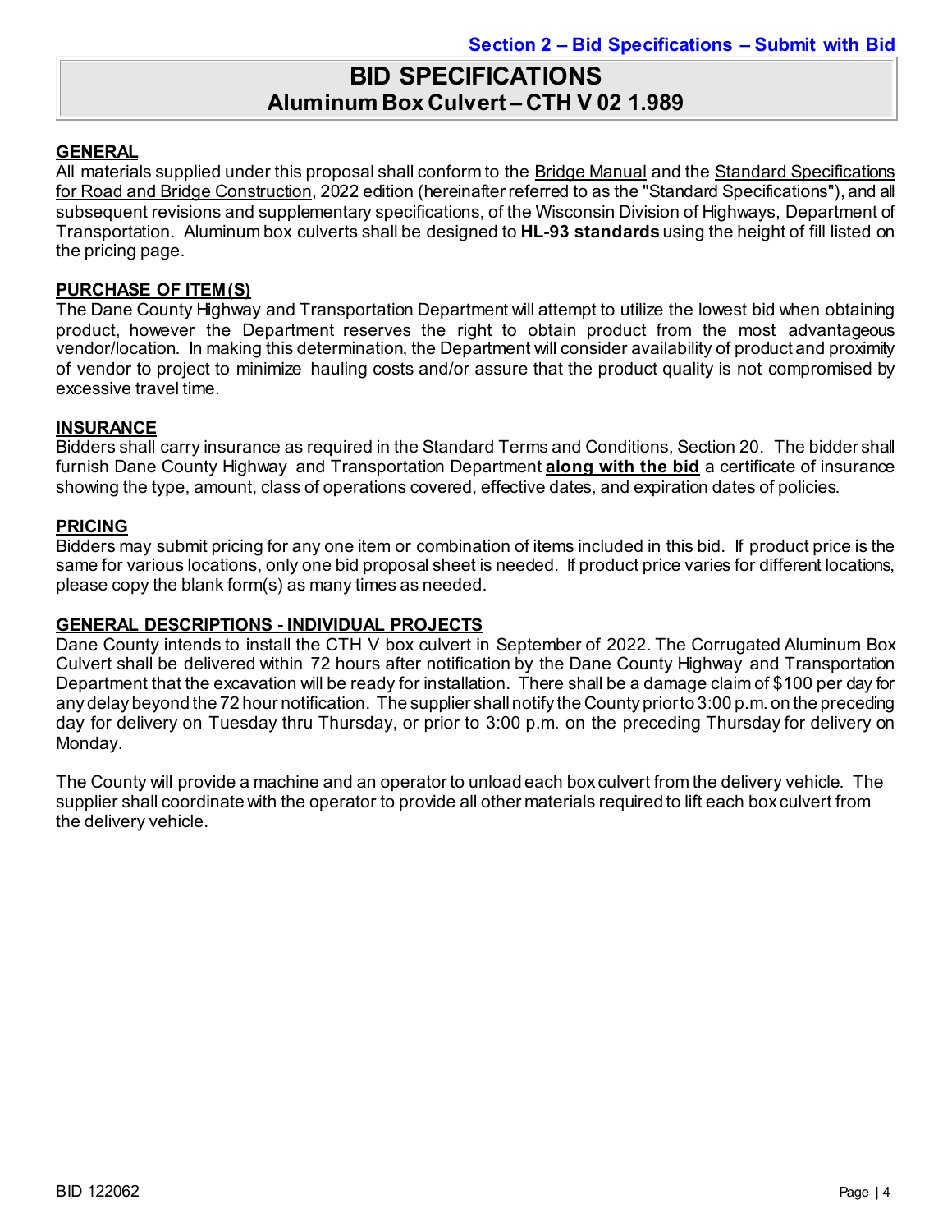**Section 2 – Bid Specifications – Submit with Bid**

# BID SPECIFICATIONS
## Aluminum Box Culvert – CTH V 02 1.989

### GENERAL

All materials supplied under this proposal shall conform to the Bridge Manual and the Standard Specifications for Road and Bridge Construction, 2022 edition (hereinafter referred to as the "Standard Specifications"), and all subsequent revisions and supplementary specifications, of the Wisconsin Division of Highways, Department of Transportation. Aluminum box culverts shall be designed to **HL-93 standards** using the height of fill listed on the pricing page.

### PURCHASE OF ITEM(S)

The Dane County Highway and Transportation Department will attempt to utilize the lowest bid when obtaining product, however the Department reserves the right to obtain product from the most advantageous vendor/location. In making this determination, the Department will consider availability of product and proximity of vendor to project to minimize hauling costs and/or assure that the product quality is not compromised by excessive travel time.

### INSURANCE

Bidders shall carry insurance as required in the Standard Terms and Conditions, Section 20. The bidder shall furnish Dane County Highway and Transportation Department **along with the bid** a certificate of insurance showing the type, amount, class of operations covered, effective dates, and expiration dates of policies.

### PRICING

Bidders may submit pricing for any one item or combination of items included in this bid. If product price is the same for various locations, only one bid proposal sheet is needed. If product price varies for different locations, please copy the blank form(s) as many times as needed.

### GENERAL DESCRIPTIONS - INDIVIDUAL PROJECTS

Dane County intends to install the CTH V box culvert in September of 2022. The Corrugated Aluminum Box Culvert shall be delivered within 72 hours after notification by the Dane County Highway and Transportation Department that the excavation will be ready for installation. There shall be a damage claim of $100 per day for any delay beyond the 72 hour notification. The supplier shall notify the County prior to 3:00 p.m. on the preceding day for delivery on Tuesday thru Thursday, or prior to 3:00 p.m. on the preceding Thursday for delivery on Monday.

The County will provide a machine and an operator to unload each box culvert from the delivery vehicle. The supplier shall coordinate with the operator to provide all other materials required to lift each box culvert from the delivery vehicle.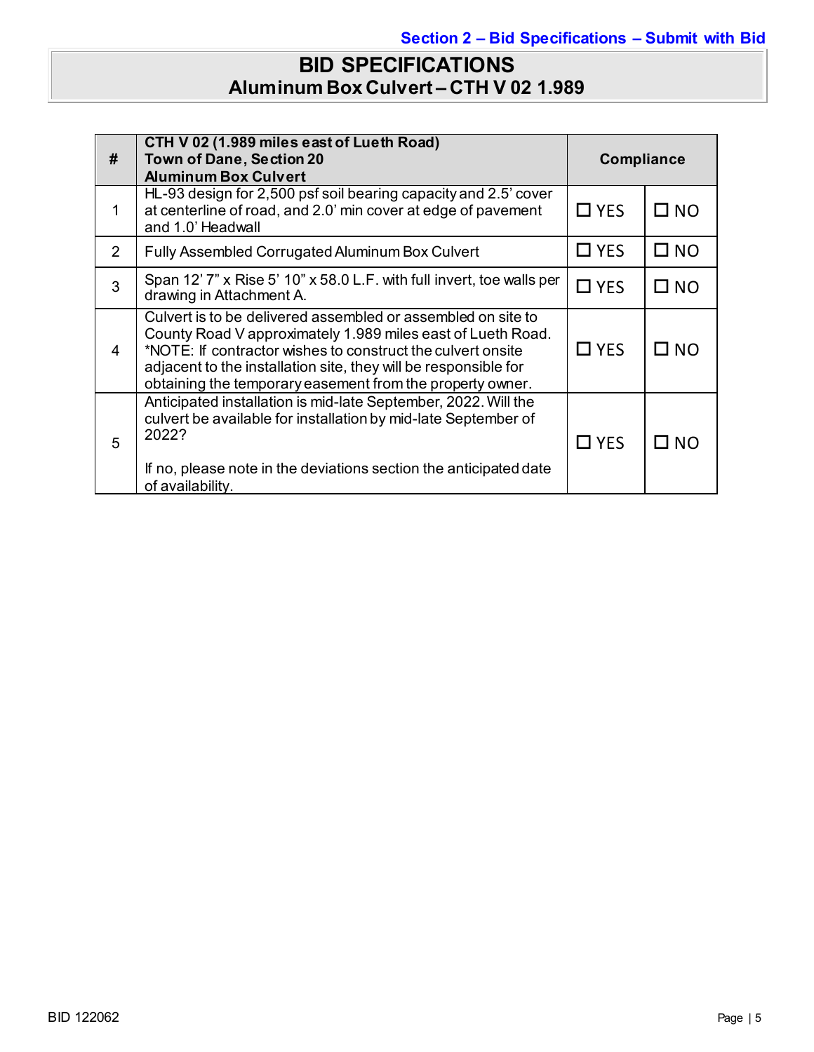**Section 2 – Bid Specifications – Submit with Bid**

# BID SPECIFICATIONS
## Aluminum Box Culvert – CTH V 02 1.989

| # | CTH V 02 (1.989 miles east of Lueth Road)<br>Town of Dane, Section 20<br>Aluminum Box Culvert | Compliance | |
|---|---|---|---|
| 1 | HL-93 design for 2,500 psf soil bearing capacity and 2.5' cover at centerline of road, and 2.0' min cover at edge of pavement and 1.0' Headwall | ☐ YES | ☐ NO |
| 2 | Fully Assembled Corrugated Aluminum Box Culvert | ☐ YES | ☐ NO |
| 3 | Span 12' 7" x Rise 5' 10" x 58.0 L.F. with full invert, toe walls per drawing in Attachment A. | ☐ YES | ☐ NO |
| 4 | Culvert is to be delivered assembled or assembled on site to County Road V approximately 1.989 miles east of Lueth Road. *NOTE: If contractor wishes to construct the culvert onsite adjacent to the installation site, they will be responsible for obtaining the temporary easement from the property owner. | ☐ YES | ☐ NO |
| 5 | Anticipated installation is mid-late September, 2022. Will the culvert be available for installation by mid-late September of 2022?<br><br>If no, please note in the deviations section the anticipated date of availability. | ☐ YES | ☐ NO |

BID 122062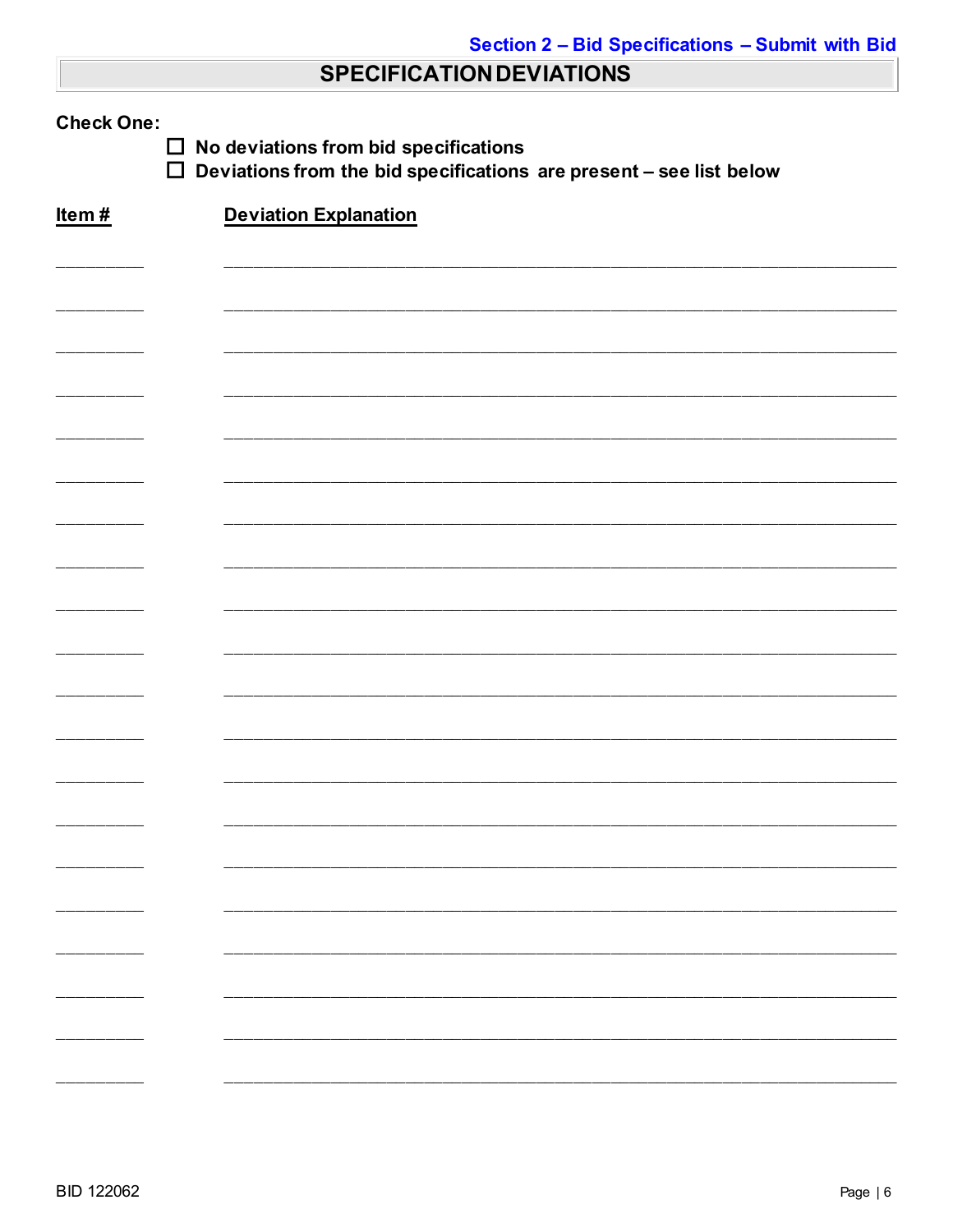Section 2 – Bid Specifications – Submit with Bid

## SPECIFICATION DEVIATIONS

**Check One:**

- ☐ **No deviations from bid specifications**
- ☐ **Deviations from the bid specifications are present – see list below**

| Item # | Deviation Explanation |
|---|---|
| __________ | ______________________________________________________________ |
| __________ | ______________________________________________________________ |
| __________ | ______________________________________________________________ |
| __________ | ______________________________________________________________ |
| __________ | ______________________________________________________________ |
| __________ | ______________________________________________________________ |
| __________ | ______________________________________________________________ |
| __________ | ______________________________________________________________ |
| __________ | ______________________________________________________________ |
| __________ | ______________________________________________________________ |
| __________ | ______________________________________________________________ |
| __________ | ______________________________________________________________ |
| __________ | ______________________________________________________________ |
| __________ | ______________________________________________________________ |
| __________ | ______________________________________________________________ |
| __________ | ______________________________________________________________ |
| __________ | ______________________________________________________________ |
| __________ | ______________________________________________________________ |
| __________ | ______________________________________________________________ |
| __________ | ______________________________________________________________ |

BID 122062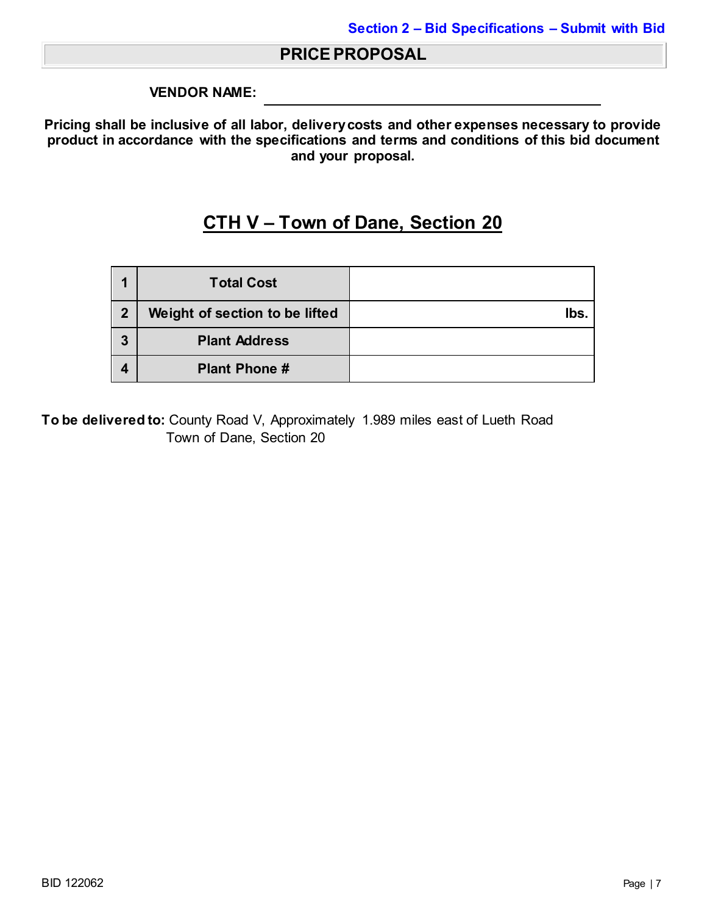**Section 2 – Bid Specifications – Submit with Bid**

# PRICE PROPOSAL

**VENDOR NAME:** ______________________________________

**Pricing shall be inclusive of all labor, delivery costs and other expenses necessary to provide product in accordance with the specifications and terms and conditions of this bid document and your proposal.**

## CTH V – Town of Dane, Section 20

| | | |
|---|---|---|
| **1** | **Total Cost** | |
| **2** | **Weight of section to be lifted** | **lbs.** |
| **3** | **Plant Address** | |
| **4** | **Plant Phone #** | |

**To be delivered to:** County Road V, Approximately 1.989 miles east of Lueth Road
Town of Dane, Section 20